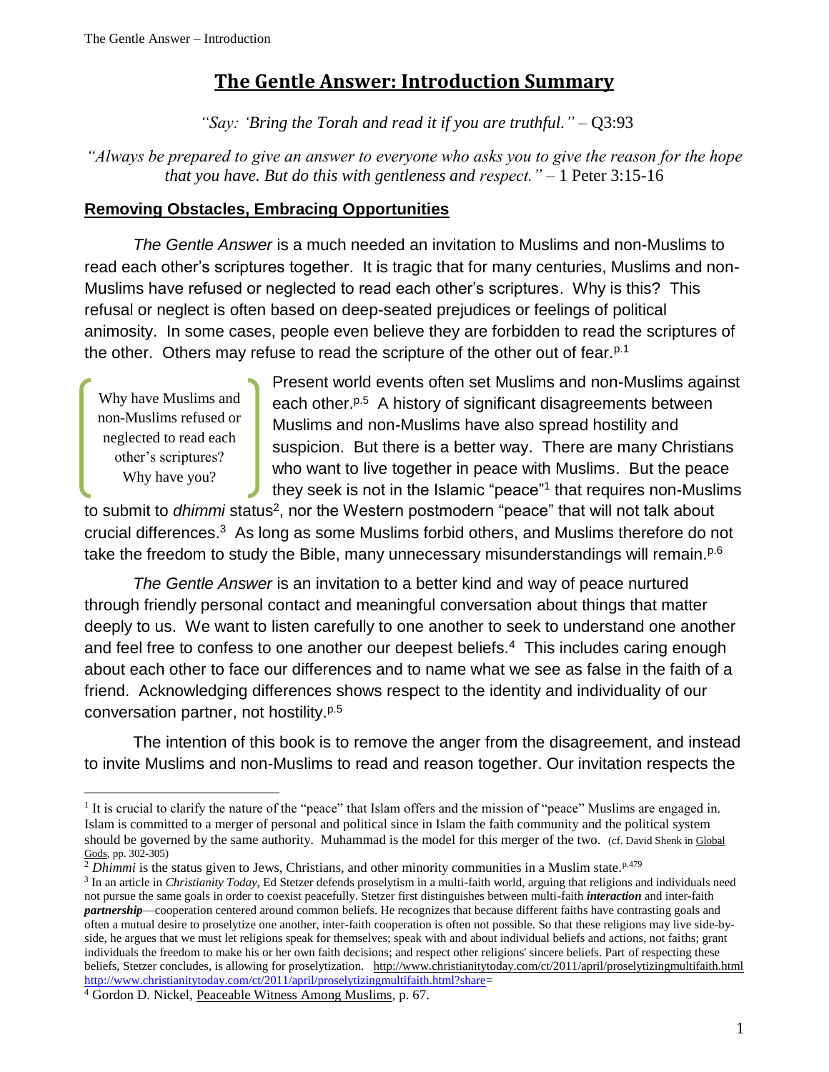# The Gentle Answer: Introduction Summary

*"Say: 'Bring the Torah and read it if you are truthful."* – Q3:93

*"Always be prepared to give an answer to everyone who asks you to give the reason for the hope that you have. But do this with gentleness and respect."* – 1 Peter 3:15-16

## Removing Obstacles, Embracing Opportunities

*The Gentle Answer* is a much needed an invitation to Muslims and non-Muslims to read each other's scriptures together. It is tragic that for many centuries, Muslims and non-Muslims have refused or neglected to read each other's scriptures. Why is this? This refusal or neglect is often based on deep-seated prejudices or feelings of political animosity. In some cases, people even believe they are forbidden to read the scriptures of the other. Others may refuse to read the scripture of the other out of fear.[p.1]

> Why have Muslims and non-Muslims refused or neglected to read each other's scriptures? Why have you?

Present world events often set Muslims and non-Muslims against each other.[p.5] A history of significant disagreements between Muslims and non-Muslims have also spread hostility and suspicion. But there is a better way. There are many Christians who want to live together in peace with Muslims. But the peace they seek is not in the Islamic "peace"[1] that requires non-Muslims to submit to *dhimmi* status[2], nor the Western postmodern "peace" that will not talk about crucial differences.[3] As long as some Muslims forbid others, and Muslims therefore do not take the freedom to study the Bible, many unnecessary misunderstandings will remain.[p.6]

*The Gentle Answer* is an invitation to a better kind and way of peace nurtured through friendly personal contact and meaningful conversation about things that matter deeply to us. We want to listen carefully to one another to seek to understand one another and feel free to confess to one another our deepest beliefs.[4] This includes caring enough about each other to face our differences and to name what we see as false in the faith of a friend. Acknowledging differences shows respect to the identity and individuality of our conversation partner, not hostility.[p.5]

The intention of this book is to remove the anger from the disagreement, and instead to invite Muslims and non-Muslims to read and reason together. Our invitation respects the

---

[1] It is crucial to clarify the nature of the "peace" that Islam offers and the mission of "peace" Muslims are engaged in. Islam is committed to a merger of personal and political since in Islam the faith community and the political system should be governed by the same authority. Muhammad is the model for this merger of the two. (cf. David Shenk in Global Gods, pp. 302-305)

[2] *Dhimmi* is the status given to Jews, Christians, and other minority communities in a Muslim state.[p.479]

[3] In an article in *Christianity Today*, Ed Stetzer defends proselytism in a multi-faith world, arguing that religions and individuals need not pursue the same goals in order to coexist peacefully. Stetzer first distinguishes between multi-faith ***interaction*** and inter-faith ***partnership***—cooperation centered around common beliefs. He recognizes that because different faiths have contrasting goals and often a mutual desire to proselytize one another, inter-faith cooperation is often not possible. So that these religions may live side-by-side, he argues that we must let religions speak for themselves; speak with and about individual beliefs and actions, not faiths; grant individuals the freedom to make his or her own faith decisions; and respect other religions' sincere beliefs. Part of respecting these beliefs, Stetzer concludes, is allowing for proselytization. http://www.christianitytoday.com/ct/2011/april/proselytizingmultifaith.html http://www.christianitytoday.com/ct/2011/april/proselytizingmultifaith.html?share=

[4] Gordon D. Nickel, Peaceable Witness Among Muslims, p. 67.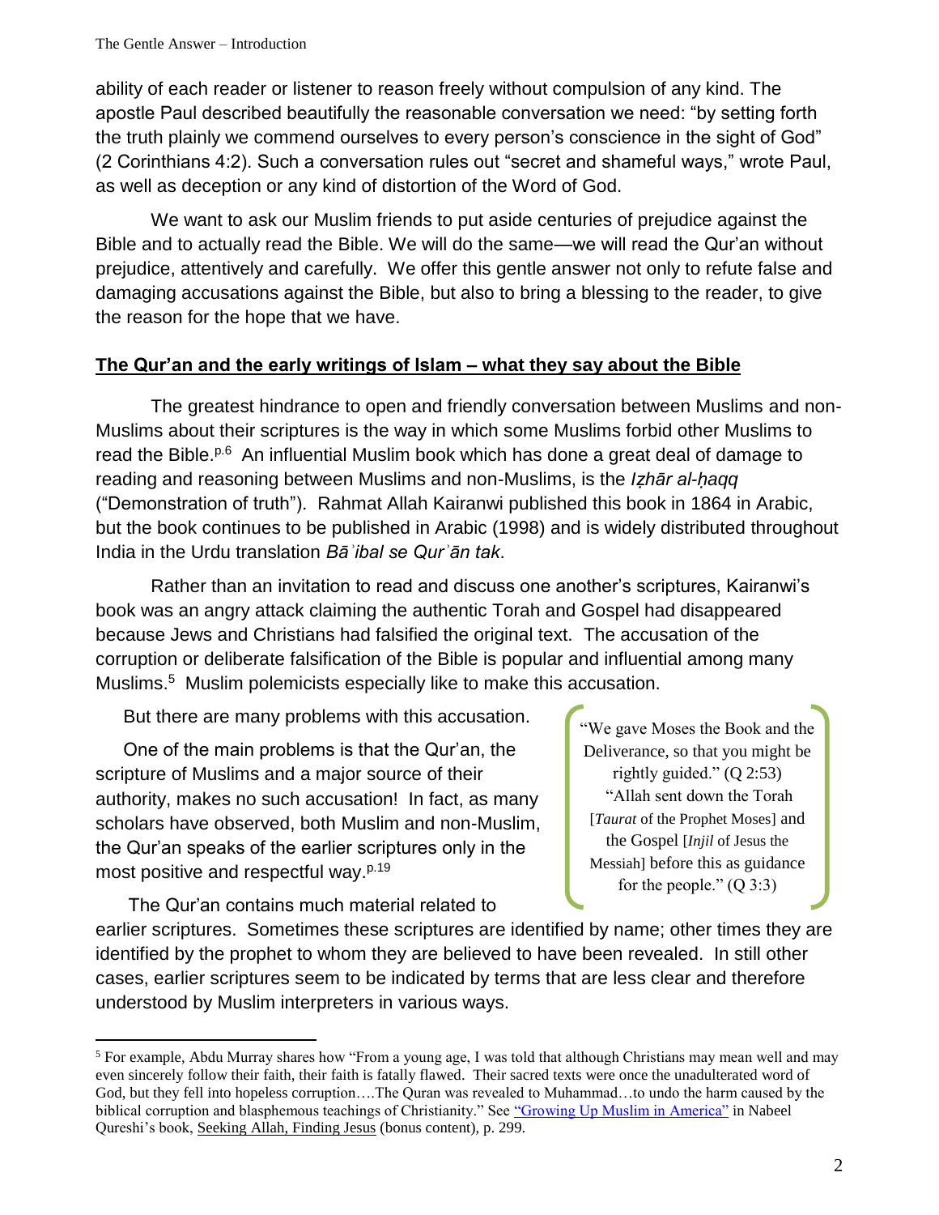ability of each reader or listener to reason freely without compulsion of any kind. The apostle Paul described beautifully the reasonable conversation we need: "by setting forth the truth plainly we commend ourselves to every person's conscience in the sight of God" (2 Corinthians 4:2). Such a conversation rules out "secret and shameful ways," wrote Paul, as well as deception or any kind of distortion of the Word of God.

We want to ask our Muslim friends to put aside centuries of prejudice against the Bible and to actually read the Bible. We will do the same—we will read the Qur'an without prejudice, attentively and carefully. We offer this gentle answer not only to refute false and damaging accusations against the Bible, but also to bring a blessing to the reader, to give the reason for the hope that we have.

## **The Qur'an and the early writings of Islam – what they say about the Bible**

The greatest hindrance to open and friendly conversation between Muslims and non-Muslims about their scriptures is the way in which some Muslims forbid other Muslims to read the Bible.[p.6] An influential Muslim book which has done a great deal of damage to reading and reasoning between Muslims and non-Muslims, is the *Iẓhār al-ḥaqq* ("Demonstration of truth"). Rahmat Allah Kairanwi published this book in 1864 in Arabic, but the book continues to be published in Arabic (1998) and is widely distributed throughout India in the Urdu translation *Bāʾibal se Qurʾān tak*.

Rather than an invitation to read and discuss one another's scriptures, Kairanwi's book was an angry attack claiming the authentic Torah and Gospel had disappeared because Jews and Christians had falsified the original text. The accusation of the corruption or deliberate falsification of the Bible is popular and influential among many Muslims.[5] Muslim polemicists especially like to make this accusation.

But there are many problems with this accusation.

One of the main problems is that the Qur'an, the scripture of Muslims and a major source of their authority, makes no such accusation! In fact, as many scholars have observed, both Muslim and non-Muslim, the Qur'an speaks of the earlier scriptures only in the most positive and respectful way.[p.19]

> "We gave Moses the Book and the Deliverance, so that you might be rightly guided." (Q 2:53)
> "Allah sent down the Torah [*Taurat* of the Prophet Moses] and the Gospel [*Injil* of Jesus the Messiah] before this as guidance for the people." (Q 3:3)

The Qur'an contains much material related to earlier scriptures. Sometimes these scriptures are identified by name; other times they are identified by the prophet to whom they are believed to have been revealed. In still other cases, earlier scriptures seem to be indicated by terms that are less clear and therefore understood by Muslim interpreters in various ways.

---

[5] For example, Abdu Murray shares how "From a young age, I was told that although Christians may mean well and may even sincerely follow their faith, their faith is fatally flawed. Their sacred texts were once the unadulterated word of God, but they fell into hopeless corruption….The Quran was revealed to Muhammad…to undo the harm caused by the biblical corruption and blasphemous teachings of Christianity." See "Growing Up Muslim in America" in Nabeel Qureshi's book, Seeking Allah, Finding Jesus (bonus content), p. 299.